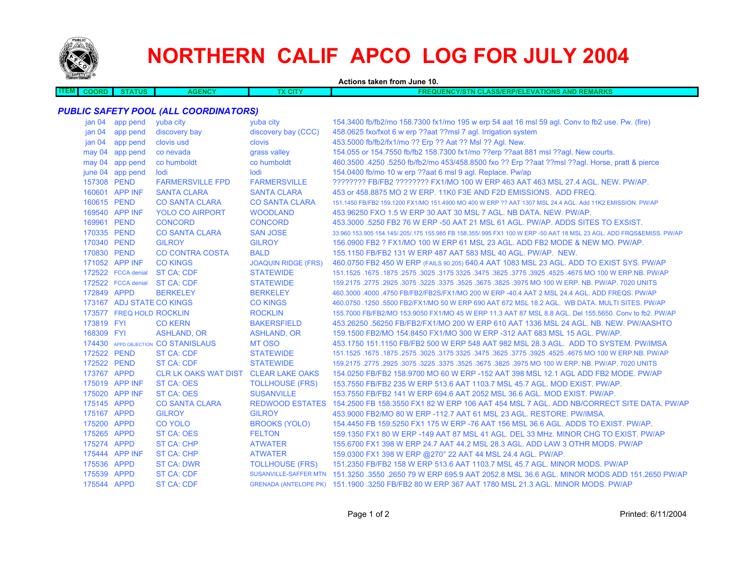# NORTHERN CALIF APCO LOG FOR JULY 2004

**Actions taken from June 10.**

| ITEM | COORD | STATUS | AGENCY | TX CITY | FREQUENCY/STN CLASS/ERP/ELEVATIONS AND REMARKS |
|---|---|---|---|---|---|

### *PUBLIC SAFETY POOL (ALL COORDINATORS)*

| ITEM | COORD | STATUS | AGENCY | TX CITY | FREQUENCY/STN CLASS/ERP/ELEVATIONS AND REMARKS |
|---|---|---|---|---|---|
| | jan 04 | app pend | yuba city | yuba city | 154.3400 fb/fb2/mo 158.7300 fx1/mo 195 w erp 54 aat 16 msl 59 agl. Conv to fb2 use. Pw. (fire) |
| | jan 04 | app pend | discovery bay | discovery bay (CCC) | 458.0625 fxo/fxot 6 w erp ??aat ??msl 7 agl. Irrigation system |
| | jan 04 | app pend | clovis usd | clovis | 453.5000 fb/fb2/fx1/mo ?? Erp ?? Aat ?? Msl ?? Agl. New. |
| | may 04 | app pend | co nevada | grass valley | 154.055 or 154.7550 fb/fb2 158.7300 fx1/mo ??erp ??aat 881 msl ??agl. New courts. |
| | may 04 | app pend | co humboldt | co humboldt | 460.3500 .4250 .5250 fb/fb2/mo 453/458.8500 fxo ?? Erp ??aat ??msl ??agl. Horse, pratt & pierce |
| | june 04 | app pend | lodi | lodi | 154.0400 fb/mo 10 w erp ??aat 6 msl 9 agl. Replace. Pw/ap |
| | 157308 | PEND | FARMERSVILLE FPD | FARMERSVILLE | ???????? FB/FB2 ???????? FX1/MO 100 W ERP 463 AAT 463 MSL 27.4 AGL. NEW. PW/AP. |
| | 160601 | APP INF | SANTA CLARA | SANTA CLARA | 453 or 458.8875 MO 2 W ERP. 11K0 F3E AND F2D EMISSIONS. ADD FREQ. |
| | 160615 | PEND | CO SANTA CLARA | CO SANTA CLARA | 151.1450 FB/FB2 159.1200 FX1/MO 151.4900 MO 400 W ERP ?? AAT 1307 MSL 24.4 AGL. Add 11K2 EMISSION. PW/AP |
| | 169540 | APP INF | YOLO CO AIRPORT | WOODLAND | 453.96250 FXO 1.5 W ERP 30 AAT 30 MSL 7 AGL. NB DATA. NEW. PW/AP. |
| | 169961 | PEND | CONCORD | CONCORD | 453.3000 .5250 FB2 76 W ERP -50 AAT 21 MSL 61 AGL. PW/AP. ADDS SITES TO EXSIST. |
| | 170335 | PEND | CO SANTA CLARA | SAN JOSE | 33.960 153.905 154.145/.205/.175 155.985 FB 158.355/.995 FX1 100 W ERP -50 AAT 18 MSL 23 AGL. ADD FRQS&EMISS. PW/AP |
| | 170340 | PEND | GILROY | GILROY | 156.0900 FB2 ? FX1/MO 100 W ERP 61 MSL 23 AGL. ADD FB2 MODE & NEW MO. PW/AP. |
| | 170830 | PEND | CO CONTRA COSTA | BALD | 155.1150 FB/FB2 131 W ERP 487 AAT 583 MSL 40 AGL. PW/AP. NEW. |
| | 171052 | APP INF | CO KINGS | JOAQUIN RIDGE (FRS) | 460.0750 FB2 450 W ERP (FAILS 90.205) 640.4 AAT 1083 MSL 23 AGL. ADD TO EXIST SYS. PW/AP |
| | 172522 | FCCA denial | ST CA: CDF | STATEWIDE | 151.1525 .1675 .1875 .2575 .3025 .3175 3325 .3475 .3625 .3775 .3925 .4525 .4675 MO 100 W ERP.NB. PW/AP |
| | 172522 | FCCA denial | ST CA: CDF | STATEWIDE | 159.2175 .2775 .2925 .3075 .3225 .3375 .3525 .3675 .3825 .3975 MO 100 W ERP. NB. PW/AP. 7020 UNITS |
| | 172849 | APPD | BERKELEY | BERKELEY | 460.3000 .4000 .4750 FB/FB2/FB2S/FX1/MO 200 W ERP -40.4 AAT 2 MSL 24.4 AGL. ADD FREQS. PW/AP |
| | 173167 | ADJ STATE | CO KINGS | CO KINGS | 460.0750 .1250 .5500 FB2/FX1/MO 50 W ERP 690 AAT 672 MSL 18.2 AGL. WB DATA. MULTI SITES. PW/AP |
| | 173577 | FREQ HOLD | ROCKLIN | ROCKLIN | 155.7000 FB/FB2/MO 153.9050 FX1/MO 45 W ERP 11.3 AAT 87 MSL 8.8 AGL. Del 155.5650. Conv to fb2. PW/AP |
| | 173819 | FYI | CO KERN | BAKERSFIELD | 453.26250 .56250 FB/FB2/FX1/MO 200 W ERP 610 AAT 1336 MSL 24 AGL. NB. NEW. PW/AASHTO |
| | 168309 | FYI | ASHLAND, OR | ASHLAND, OR | 159.1500 FB2/MO 154.8450 FX1/MO 300 W ERP -312 AAT 683 MSL 15 AGL. PW/AP. |
| | 174430 | APPD OBJECTION | CO STANISLAUS | MT OSO | 453.1750 151.1150 FB/FB2 500 W ERP 548 AAT 982 MSL 28.3 AGL. ADD TO SYSTEM. PW/IMSA |
| | 172522 | PEND | ST CA: CDF | STATEWIDE | 151.1525 .1675 .1875 .2575 .3025 .3175 3325 .3475 .3625 .3775 .3925 .4525 .4675 MO 100 W ERP.NB. PW/AP |
| | 172522 | PEND | ST CA: CDF | STATEWIDE | 159.2175 .2775 .2925 .3075 .3225 .3375 .3525 .3675 .3825 .3975 MO 100 W ERP. NB. PW/AP. 7020 UNITS |
| | 173767 | APPD | CLR LK OAKS WAT DIST | CLEAR LAKE OAKS | 154.0250 FB/FB2 158.9700 MO 60 W ERP -152 AAT 398 MSL 12.1 AGL ADD FB2 MODE. PW/AP |
| | 175019 | APP INF | ST CA: OES | TOLLHOUSE (FRS) | 153.7550 FB/FB2 235 W ERP 513.6 AAT 1103.7 MSL 45.7 AGL. MOD EXIST. PW/AP. |
| | 175020 | APP INF | ST CA: OES | SUSANVILLE | 153.7550 FB/FB2 141 W ERP 694.6 AAT 2052 MSL 36.6 AGL. MOD EXIST. PW/AP. |
| | 175145 | APPD | CO SANTA CLARA | REDWOOD ESTATES | 154.2500 FB 158.3550 FX1 82 W ERP 106 AAT 454 MSL 7 AGL. ADD NB/CORRECT SITE DATA. PW/AP |
| | 175167 | APPD | GILROY | GILROY | 453.9000 FB2/MO 80 W ERP -112.7 AAT 61 MSL 23 AGL. RESTORE. PW/IMSA. |
| | 175200 | APPD | CO YOLO | BROOKS (YOLO) | 154.4450 FB 159.5250 FX1 175 W ERP -76 AAT 156 MSL 36.6 AGL. ADDS TO EXIST. PW/AP. |
| | 175265 | APPD | ST CA: OES | FELTON | 159.1350 FX1 80 W ERP -149 AAT 87 MSL 41 AGL. DEL 33 MHz. MINOR CHG TO EXIST. PW/AP |
| | 175274 | APPD | ST CA: CHP | ATWATER | 155.6700 FX1 398 W ERP 24.7 AAT 44.2 MSL 28.3 AGL. ADD LAW 3 OTHR MODS. PW/AP |
| | 175444 | APP INF | ST CA: CHP | ATWATER | 159.0300 FX1 398 W ERP @270° 22 AAT 44 MSL 24.4 AGL. PW/AP. |
| | 175536 | APPD | ST CA: DWR | TOLLHOUSE (FRS) | 151.2350 FB/FB2 158 W ERP 513.6 AAT 1103.7 MSL 45.7 AGL. MINOR MODS. PW/AP |
| | 175539 | APPD | ST CA: CDF | SUSANVILLE-SAFFER MTN | 151.3250 .3550 .2650 79 W ERP 695.9 AAT 2052.8 MSL 36.6 AGL. MINOR MODS ADD 151.2650 PW/AP |
| | 175544 | APPD | ST CA: CDF | GRENADA (ANTELOPE PK) | 151.1900 .3250 FB/FB2 80 W ERP 367 AAT 1780 MSL 21.3 AGL. MINOR MODS. PW/AP |

Printed: 6/11/2004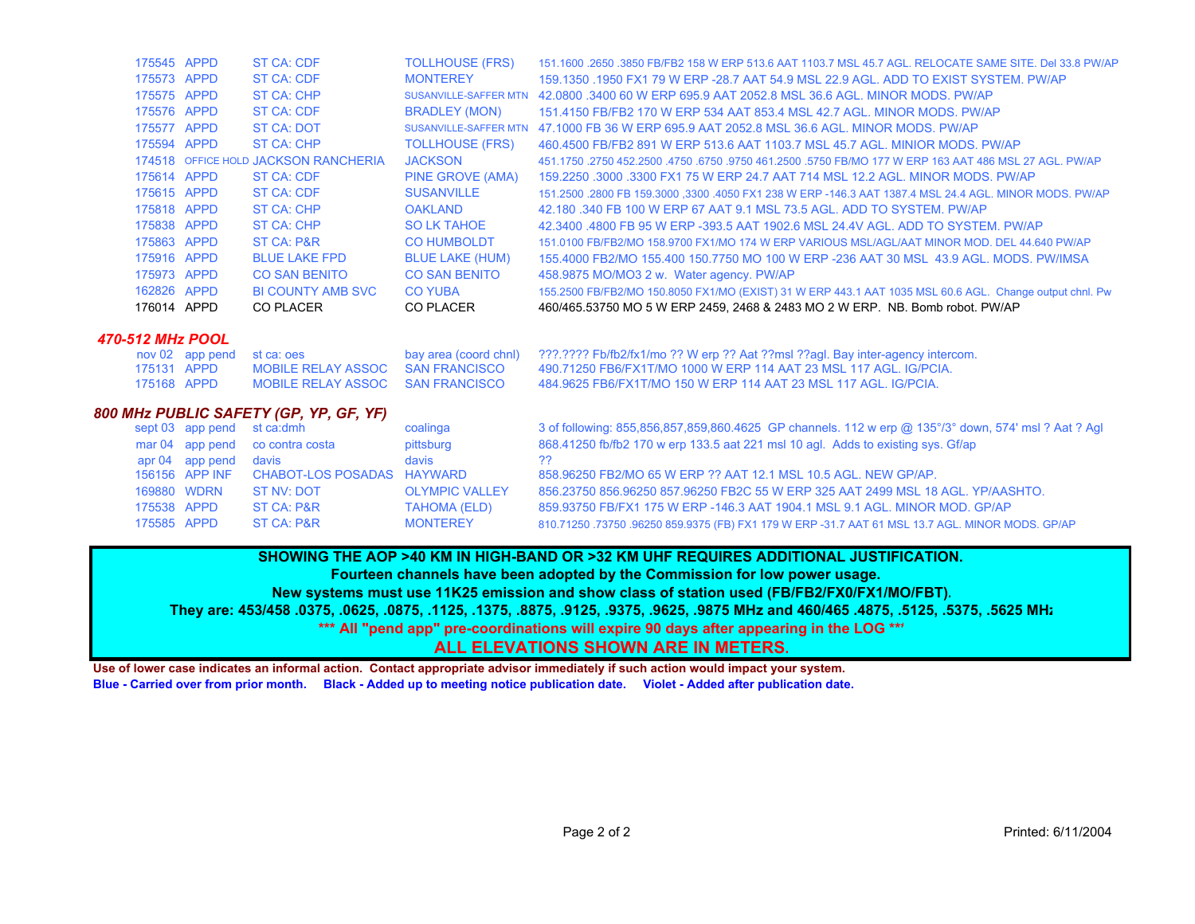| | | | | |
|---|---|---|---|---|
| 175545 | APPD | ST CA: CDF | TOLLHOUSE (FRS) | 151.1600 .2650 .3850 FB/FB2 158 W ERP 513.6 AAT 1103.7 MSL 45.7 AGL. RELOCATE SAME SITE. Del 33.8 PW/AP |
| 175573 | APPD | ST CA: CDF | MONTEREY | 159.1350 .1950 FX1 79 W ERP -28.7 AAT 54.9 MSL 22.9 AGL. ADD TO EXIST SYSTEM. PW/AP |
| 175575 | APPD | ST CA: CHP | SUSANVILLE-SAFFER MTN | 42.0800 .3400 60 W ERP 695.9 AAT 2052.8 MSL 36.6 AGL. MINOR MODS. PW/AP |
| 175576 | APPD | ST CA: CDF | BRADLEY (MON) | 151.4150 FB/FB2 170 W ERP 534 AAT 853.4 MSL 42.7 AGL. MINOR MODS. PW/AP |
| 175577 | APPD | ST CA: DOT | SUSANVILLE-SAFFER MTN | 47.1000 FB 36 W ERP 695.9 AAT 2052.8 MSL 36.6 AGL. MINOR MODS. PW/AP |
| 175594 | APPD | ST CA: CHP | TOLLHOUSE (FRS) | 460.4500 FB/FB2 891 W ERP 513.6 AAT 1103.7 MSL 45.7 AGL. MINIOR MODS. PW/AP |
| 174518 | OFFICE HOLD | JACKSON RANCHERIA | JACKSON | 451.1750 .2750 452.2500 .4750 .6750 .9750 461.2500 .5750 FB/MO 177 W ERP 163 AAT 486 MSL 27 AGL. PW/AP |
| 175614 | APPD | ST CA: CDF | PINE GROVE (AMA) | 159.2250 .3000 .3300 FX1 75 W ERP 24.7 AAT 714 MSL 12.2 AGL. MINOR MODS. PW/AP |
| 175615 | APPD | ST CA: CDF | SUSANVILLE | 151.2500 .2800 FB 159.3000 ,3300 .4050 FX1 238 W ERP -146.3 AAT 1387.4 MSL 24.4 AGL. MINOR MODS. PW/AP |
| 175818 | APPD | ST CA: CHP | OAKLAND | 42.180 .340 FB 100 W ERP 67 AAT 9.1 MSL 73.5 AGL. ADD TO SYSTEM. PW/AP |
| 175838 | APPD | ST CA: CHP | SO LK TAHOE | 42.3400 .4800 FB 95 W ERP -393.5 AAT 1902.6 MSL 24.4V AGL. ADD TO SYSTEM. PW/AP |
| 175863 | APPD | ST CA: P&R | CO HUMBOLDT | 151.0100 FB/FB2/MO 158.9700 FX1/MO 174 W ERP VARIOUS MSL/AGL/AAT MINOR MOD. DEL 44.640 PW/AP |
| 175916 | APPD | BLUE LAKE FPD | BLUE LAKE (HUM) | 155.4000 FB2/MO 155.400 150.7750 MO 100 W ERP -236 AAT 30 MSL 43.9 AGL. MODS. PW/IMSA |
| 175973 | APPD | CO SAN BENITO | CO SAN BENITO | 458.9875 MO/MO3 2 w. Water agency. PW/AP |
| 162826 | APPD | BI COUNTY AMB SVC | CO YUBA | 155.2500 FB/FB2/MO 150.8050 FX1/MO (EXIST) 31 W ERP 443.1 AAT 1035 MSL 60.6 AGL. Change output chnl. Pw |
| 176014 | APPD | CO PLACER | CO PLACER | 460/465.53750 MO 5 W ERP 2459, 2468 & 2483 MO 2 W ERP. NB. Bomb robot. PW/AP |

### *470-512 MHz POOL*

| | | | | |
|---|---|---|---|---|
| nov 02 | app pend | st ca: oes | bay area (coord chnl) | ???.???? Fb/fb2/fx1/mo ?? W erp ?? Aat ??msl ??agl. Bay inter-agency intercom. |
| 175131 | APPD | MOBILE RELAY ASSOC | SAN FRANCISCO | 490.71250 FB6/FX1T/MO 1000 W ERP 114 AAT 23 MSL 117 AGL. IG/PCIA. |
| 175168 | APPD | MOBILE RELAY ASSOC | SAN FRANCISCO | 484.9625 FB6/FX1T/MO 150 W ERP 114 AAT 23 MSL 117 AGL. IG/PCIA. |

### *800 MHz PUBLIC SAFETY (GP, YP, GF, YF)*

| | | | | |
|---|---|---|---|---|
| sept 03 | app pend | st ca:dmh | coalinga | 3 of following: 855,856,857,859,860.4625 GP channels. 112 w erp @ 135°/3° down, 574' msl ? Aat ? Agl |
| mar 04 | app pend | co contra costa | pittsburg | 868.41250 fb/fb2 170 w erp 133.5 aat 221 msl 10 agl. Adds to existing sys. Gf/ap |
| apr 04 | app pend | davis | davis | ?? |
| 156156 | APP INF | CHABOT-LOS POSADAS | HAYWARD | 858.96250 FB2/MO 65 W ERP ?? AAT 12.1 MSL 10.5 AGL. NEW GP/AP. |
| 169880 | WDRN | ST NV: DOT | OLYMPIC VALLEY | 856.23750 856.96250 857.96250 FB2C 55 W ERP 325 AAT 2499 MSL 18 AGL. YP/AASHTO. |
| 175538 | APPD | ST CA: P&R | TAHOMA (ELD) | 859.93750 FB/FX1 175 W ERP -146.3 AAT 1904.1 MSL 9.1 AGL. MINOR MOD. GP/AP |
| 175585 | APPD | ST CA: P&R | MONTEREY | 810.71250 .73750 .96250 859.9375 (FB) FX1 179 W ERP -31.7 AAT 61 MSL 13.7 AGL. MINOR MODS. GP/AP |

**SHOWING THE AOP >40 KM IN HIGH-BAND OR >32 KM UHF REQUIRES ADDITIONAL JUSTIFICATION.**
**Fourteen channels have been adopted by the Commission for low power usage.**
**New systems must use 11K25 emission and show class of station used (FB/FB2/FX0/FX1/MO/FBT).**
**They are: 453/458 .0375, .0625, .0875, .1125, .1375, .8875, .9125, .9375, .9625, .9875 MHz and 460/465 .4875, .5125, .5375, .5625 MHz**
**\*\*\* All "pend app" pre-coordinations will expire 90 days after appearing in the LOG \*\*\***
**ALL ELEVATIONS SHOWN ARE IN METERS.**

**Use of lower case indicates an informal action. Contact appropriate advisor immediately if such action would impact your system.**
**Blue - Carried over from prior month. Black - Added up to meeting notice publication date. Violet - Added after publication date.**

Printed: 6/11/2004